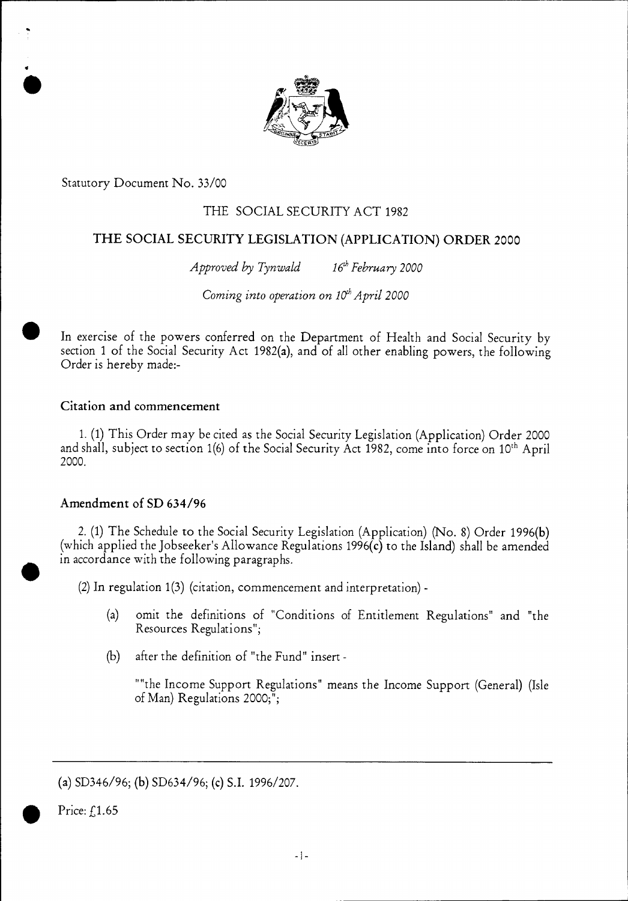Statutory Document No. 33/00

## THE SOCIAL SECURITY ACT 1982

# THE SOCIAL SECURITY LEGISLATION (APPLICATION) ORDER 2000

*Approved by Tynwald 16th February 2000*

*Coming into operation on 10th April 2000*

In exercise of the powers conferred on the Department of Health and Social Security by section 1 of the Social Security Act 1982(a), and of all other enabling powers, the following Order is hereby made:-

### Citation and commencement

1. (1) This Order may be cited as the Social Security Legislation (Application) Order 2000 and shall, subject to section 1(6) of the Social Security Act 1982, come into force on 10th April 2000.

### Amendment of SD 634/96

2. (1) The Schedule to the Social Security Legislation (Application) (No. 8) Order 1996(b) (which applied the Jobseeker's Allowance Regulations 1996(c) to the Island) shall be amended in accordance with the following paragraphs.

(2) In regulation 1(3) (citation, commencement and interpretation) -

(a) omit the definitions of "Conditions of Entitlement Regulations" and "the Resources Regulations";

(b) after the definition of "the Fund" insert -

""the Income Support Regulations" means the Income Support (General) (Isle of Man) Regulations 2000;";

---

(a) SD346/96; (b) SD634/96; (c) S.I. 1996/207.

Price: £1.65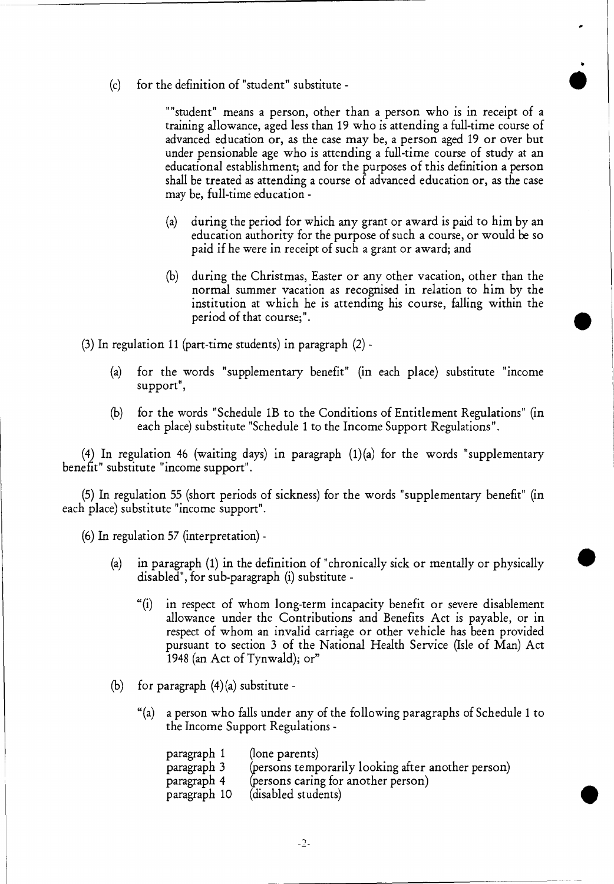(c) for the definition of "student" substitute -

> ""student" means a person, other than a person who is in receipt of a training allowance, aged less than 19 who is attending a full-time course of advanced education or, as the case may be, a person aged 19 or over but under pensionable age who is attending a full-time course of study at an educational establishment; and for the purposes of this definition a person shall be treated as attending a course of advanced education or, as the case may be, full-time education -
>
> (a) during the period for which any grant or award is paid to him by an education authority for the purpose of such a course, or would be so paid if he were in receipt of such a grant or award; and
>
> (b) during the Christmas, Easter or any other vacation, other than the normal summer vacation as recognised in relation to him by the institution at which he is attending his course, falling within the period of that course;".

(3) In regulation 11 (part-time students) in paragraph (2) -

(a) for the words "supplementary benefit" (in each place) substitute "income support",

(b) for the words "Schedule 1B to the Conditions of Entitlement Regulations" (in each place) substitute "Schedule 1 to the Income Support Regulations".

(4) In regulation 46 (waiting days) in paragraph (1)(a) for the words "supplementary benefit" substitute "income support".

(5) In regulation 55 (short periods of sickness) for the words "supplementary benefit" (in each place) substitute "income support".

(6) In regulation 57 (interpretation) -

(a) in paragraph (1) in the definition of "chronically sick or mentally or physically disabled", for sub-paragraph (i) substitute -

> "(i) in respect of whom long-term incapacity benefit or severe disablement allowance under the Contributions and Benefits Act is payable, or in respect of whom an invalid carriage or other vehicle has been provided pursuant to section 3 of the National Health Service (Isle of Man) Act 1948 (an Act of Tynwald); or"

(b) for paragraph (4)(a) substitute -

> "(a) a person who falls under any of the following paragraphs of Schedule 1 to the Income Support Regulations -
>
> paragraph 1 (lone parents)
> paragraph 3 (persons temporarily looking after another person)
> paragraph 4 (persons caring for another person)
> paragraph 10 (disabled students)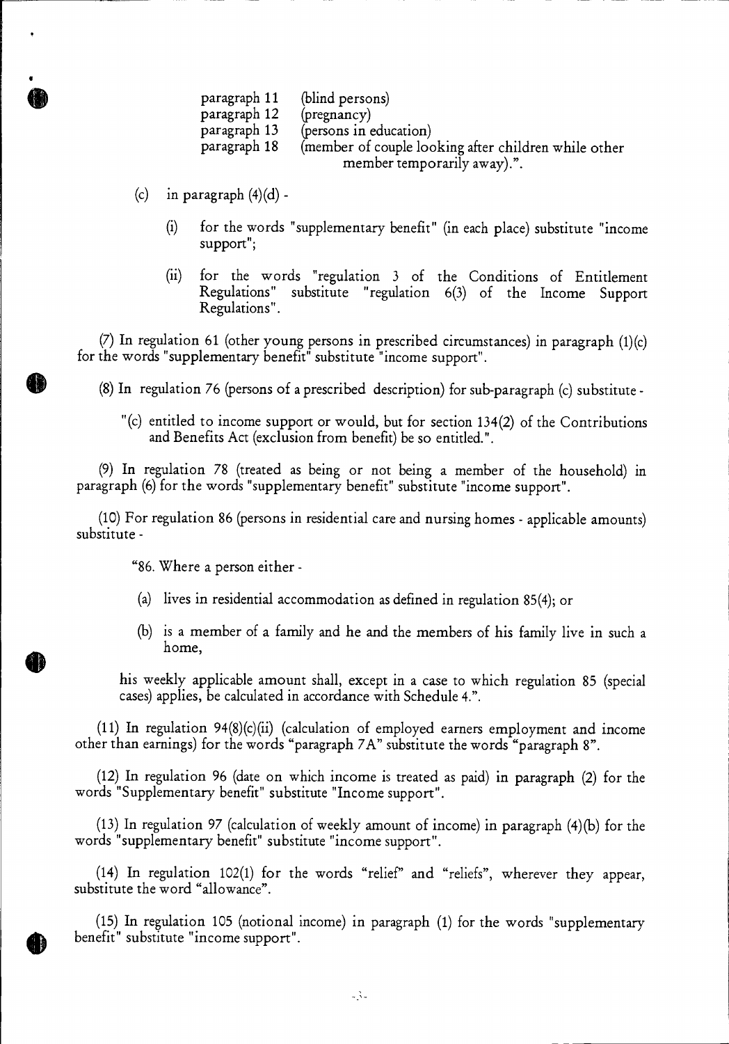| | |
|---|---|
| paragraph 11 | (blind persons) |
| paragraph 12 | (pregnancy) |
| paragraph 13 | (persons in education) |
| paragraph 18 | (member of couple looking after children while other member temporarily away).". |

(c) in paragraph (4)(d) -

(i) for the words "supplementary benefit" (in each place) substitute "income support";

(ii) for the words "regulation 3 of the Conditions of Entitlement Regulations" substitute "regulation 6(3) of the Income Support Regulations".

(7) In regulation 61 (other young persons in prescribed circumstances) in paragraph (1)(c) for the words "supplementary benefit" substitute "income support".

(8) In regulation 76 (persons of a prescribed description) for sub-paragraph (c) substitute -

"(c) entitled to income support or would, but for section 134(2) of the Contributions and Benefits Act (exclusion from benefit) be so entitled.".

(9) In regulation 78 (treated as being or not being a member of the household) in paragraph (6) for the words "supplementary benefit" substitute "income support".

(10) For regulation 86 (persons in residential care and nursing homes - applicable amounts) substitute -

"86. Where a person either -

(a) lives in residential accommodation as defined in regulation 85(4); or

(b) is a member of a family and he and the members of his family live in such a home,

his weekly applicable amount shall, except in a case to which regulation 85 (special cases) applies, be calculated in accordance with Schedule 4.".

(11) In regulation 94(8)(c)(ii) (calculation of employed earners employment and income other than earnings) for the words "paragraph 7A" substitute the words "paragraph 8".

(12) In regulation 96 (date on which income is treated as paid) in paragraph (2) for the words "Supplementary benefit" substitute "Income support".

(13) In regulation 97 (calculation of weekly amount of income) in paragraph (4)(b) for the words "supplementary benefit" substitute "income support".

(14) In regulation 102(1) for the words "relief" and "reliefs", wherever they appear, substitute the word "allowance".

(15) In regulation 105 (notional income) in paragraph (1) for the words "supplementary benefit" substitute "income support".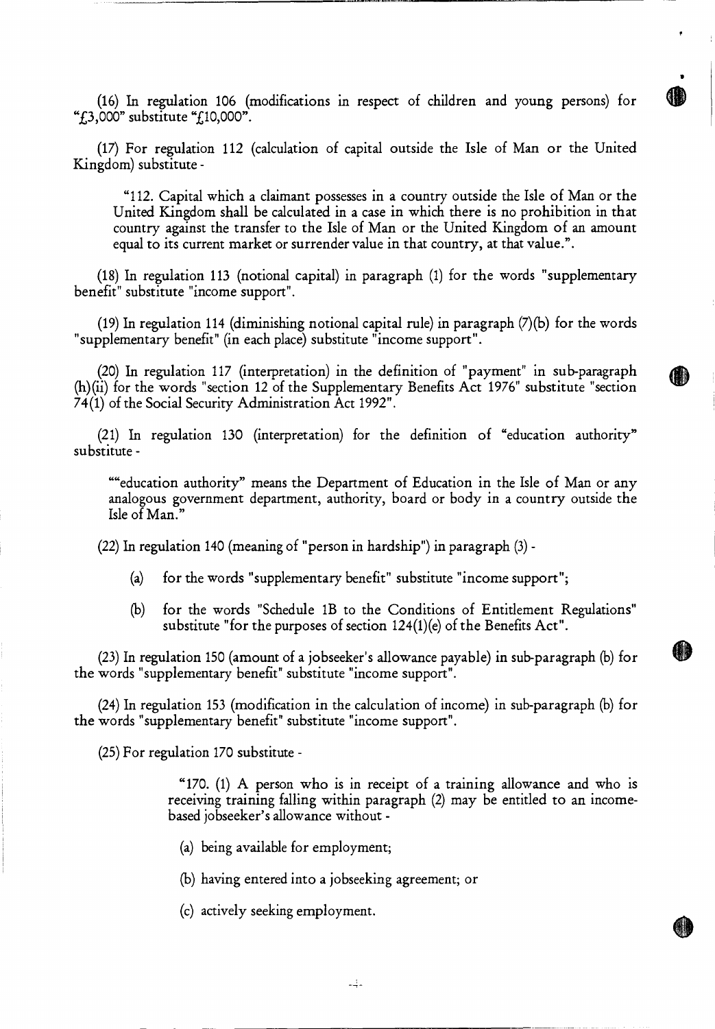(16) In regulation 106 (modifications in respect of children and young persons) for "£3,000" substitute "£10,000".

(17) For regulation 112 (calculation of capital outside the Isle of Man or the United Kingdom) substitute -

> "112. Capital which a claimant possesses in a country outside the Isle of Man or the United Kingdom shall be calculated in a case in which there is no prohibition in that country against the transfer to the Isle of Man or the United Kingdom of an amount equal to its current market or surrender value in that country, at that value.".

(18) In regulation 113 (notional capital) in paragraph (1) for the words "supplementary benefit" substitute "income support".

(19) In regulation 114 (diminishing notional capital rule) in paragraph (7)(b) for the words "supplementary benefit" (in each place) substitute "income support".

(20) In regulation 117 (interpretation) in the definition of "payment" in sub-paragraph (h)(ii) for the words "section 12 of the Supplementary Benefits Act 1976" substitute "section 74(1) of the Social Security Administration Act 1992".

(21) In regulation 130 (interpretation) for the definition of "education authority" substitute -

> ""education authority" means the Department of Education in the Isle of Man or any analogous government department, authority, board or body in a country outside the Isle of Man."

(22) In regulation 140 (meaning of "person in hardship") in paragraph (3) -

(a) for the words "supplementary benefit" substitute "income support";

(b) for the words "Schedule 1B to the Conditions of Entitlement Regulations" substitute "for the purposes of section 124(1)(e) of the Benefits Act".

(23) In regulation 150 (amount of a jobseeker's allowance payable) in sub-paragraph (b) for the words "supplementary benefit" substitute "income support".

(24) In regulation 153 (modification in the calculation of income) in sub-paragraph (b) for the words "supplementary benefit" substitute "income support".

(25) For regulation 170 substitute -

> "170. (1) A person who is in receipt of a training allowance and who is receiving training falling within paragraph (2) may be entitled to an income-based jobseeker's allowance without -
>
> (a) being available for employment;
>
> (b) having entered into a jobseeking agreement; or
>
> (c) actively seeking employment.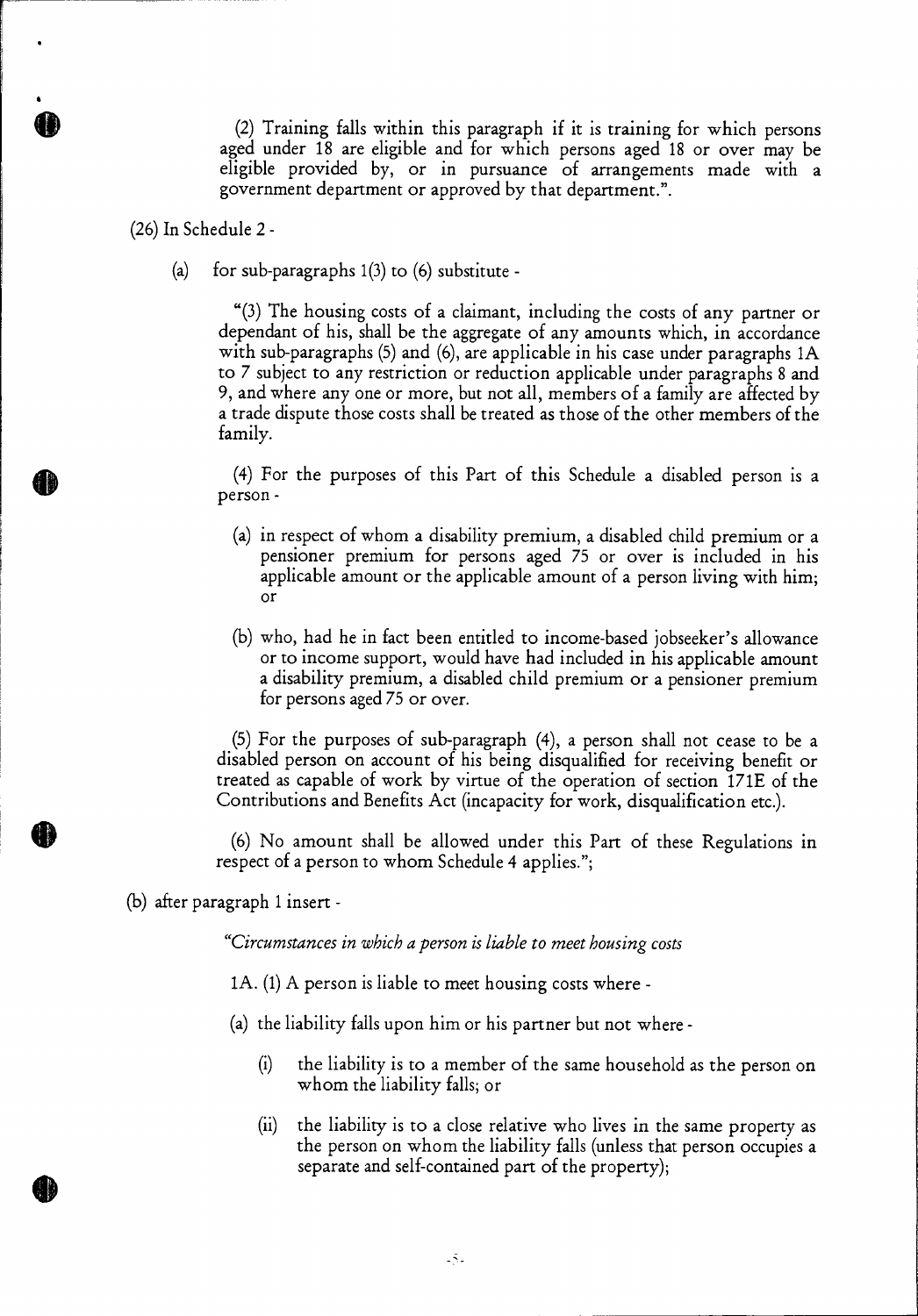(2) Training falls within this paragraph if it is training for which persons aged under 18 are eligible and for which persons aged 18 or over may be eligible provided by, or in pursuance of arrangements made with a government department or approved by that department.".

(26) In Schedule 2 -

(a) for sub-paragraphs 1(3) to (6) substitute -

"(3) The housing costs of a claimant, including the costs of any partner or dependant of his, shall be the aggregate of any amounts which, in accordance with sub-paragraphs (5) and (6), are applicable in his case under paragraphs 1A to 7 subject to any restriction or reduction applicable under paragraphs 8 and 9, and where any one or more, but not all, members of a family are affected by a trade dispute those costs shall be treated as those of the other members of the family.

(4) For the purposes of this Part of this Schedule a disabled person is a person -

(a) in respect of whom a disability premium, a disabled child premium or a pensioner premium for persons aged 75 or over is included in his applicable amount or the applicable amount of a person living with him; or

(b) who, had he in fact been entitled to income-based jobseeker's allowance or to income support, would have had included in his applicable amount a disability premium, a disabled child premium or a pensioner premium for persons aged 75 or over.

(5) For the purposes of sub-paragraph (4), a person shall not cease to be a disabled person on account of his being disqualified for receiving benefit or treated as capable of work by virtue of the operation of section 171E of the Contributions and Benefits Act (incapacity for work, disqualification etc.).

(6) No amount shall be allowed under this Part of these Regulations in respect of a person to whom Schedule 4 applies.";

(b) after paragraph 1 insert -

*"Circumstances in which a person is liable to meet housing costs*

1A. (1) A person is liable to meet housing costs where -

(a) the liability falls upon him or his partner but not where -

(i) the liability is to a member of the same household as the person on whom the liability falls; or

(ii) the liability is to a close relative who lives in the same property as the person on whom the liability falls (unless that person occupies a separate and self-contained part of the property);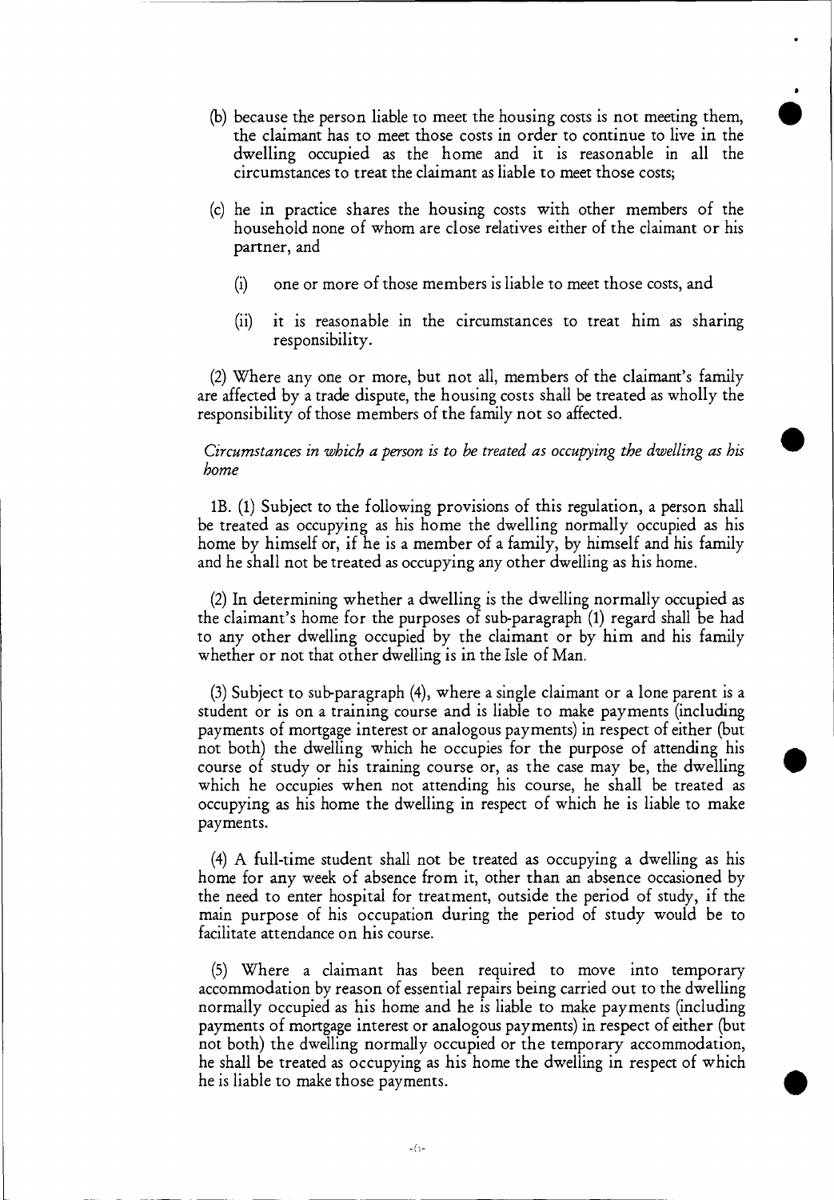(b) because the person liable to meet the housing costs is not meeting them, the claimant has to meet those costs in order to continue to live in the dwelling occupied as the home and it is reasonable in all the circumstances to treat the claimant as liable to meet those costs;

(c) he in practice shares the housing costs with other members of the household none of whom are close relatives either of the claimant or his partner, and

(i) one or more of those members is liable to meet those costs, and

(ii) it is reasonable in the circumstances to treat him as sharing responsibility.

(2) Where any one or more, but not all, members of the claimant's family are affected by a trade dispute, the housing costs shall be treated as wholly the responsibility of those members of the family not so affected.

*Circumstances in which a person is to be treated as occupying the dwelling as his home*

1B. (1) Subject to the following provisions of this regulation, a person shall be treated as occupying as his home the dwelling normally occupied as his home by himself or, if he is a member of a family, by himself and his family and he shall not be treated as occupying any other dwelling as his home.

(2) In determining whether a dwelling is the dwelling normally occupied as the claimant's home for the purposes of sub-paragraph (1) regard shall be had to any other dwelling occupied by the claimant or by him and his family whether or not that other dwelling is in the Isle of Man.

(3) Subject to sub-paragraph (4), where a single claimant or a lone parent is a student or is on a training course and is liable to make payments (including payments of mortgage interest or analogous payments) in respect of either (but not both) the dwelling which he occupies for the purpose of attending his course of study or his training course or, as the case may be, the dwelling which he occupies when not attending his course, he shall be treated as occupying as his home the dwelling in respect of which he is liable to make payments.

(4) A full-time student shall not be treated as occupying a dwelling as his home for any week of absence from it, other than an absence occasioned by the need to enter hospital for treatment, outside the period of study, if the main purpose of his occupation during the period of study would be to facilitate attendance on his course.

(5) Where a claimant has been required to move into temporary accommodation by reason of essential repairs being carried out to the dwelling normally occupied as his home and he is liable to make payments (including payments of mortgage interest or analogous payments) in respect of either (but not both) the dwelling normally occupied or the temporary accommodation, he shall be treated as occupying as his home the dwelling in respect of which he is liable to make those payments.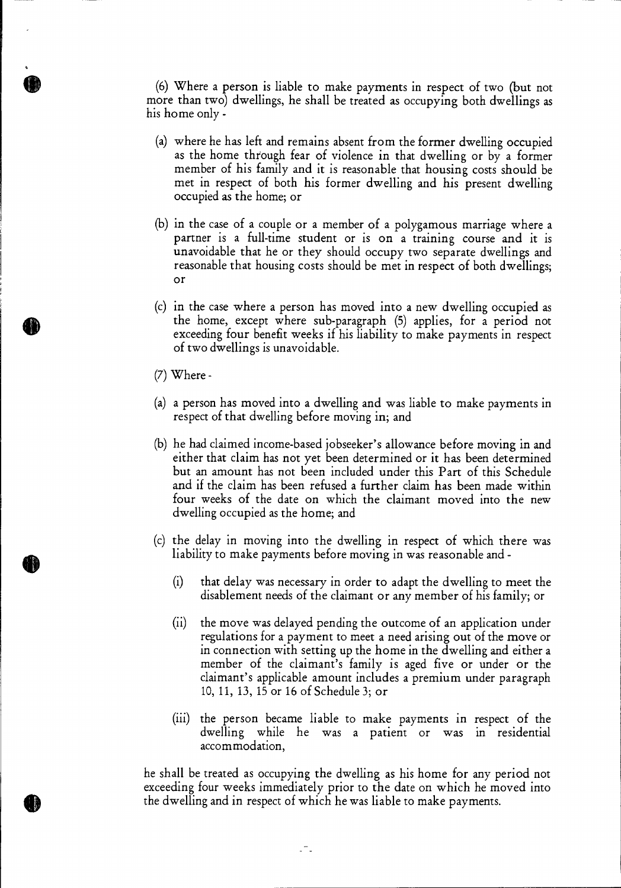(6) Where a person is liable to make payments in respect of two (but not more than two) dwellings, he shall be treated as occupying both dwellings as his home only -

(a) where he has left and remains absent from the former dwelling occupied as the home through fear of violence in that dwelling or by a former member of his family and it is reasonable that housing costs should be met in respect of both his former dwelling and his present dwelling occupied as the home; or

(b) in the case of a couple or a member of a polygamous marriage where a partner is a full-time student or is on a training course and it is unavoidable that he or they should occupy two separate dwellings and reasonable that housing costs should be met in respect of both dwellings; or

(c) in the case where a person has moved into a new dwelling occupied as the home, except where sub-paragraph (5) applies, for a period not exceeding four benefit weeks if his liability to make payments in respect of two dwellings is unavoidable.

(7) Where -

(a) a person has moved into a dwelling and was liable to make payments in respect of that dwelling before moving in; and

(b) he had claimed income-based jobseeker's allowance before moving in and either that claim has not yet been determined or it has been determined but an amount has not been included under this Part of this Schedule and if the claim has been refused a further claim has been made within four weeks of the date on which the claimant moved into the new dwelling occupied as the home; and

(c) the delay in moving into the dwelling in respect of which there was liability to make payments before moving in was reasonable and -

  (i) that delay was necessary in order to adapt the dwelling to meet the disablement needs of the claimant or any member of his family; or

  (ii) the move was delayed pending the outcome of an application under regulations for a payment to meet a need arising out of the move or in connection with setting up the home in the dwelling and either a member of the claimant's family is aged five or under or the claimant's applicable amount includes a premium under paragraph 10, 11, 13, 15 or 16 of Schedule 3; or

  (iii) the person became liable to make payments in respect of the dwelling while he was a patient or was in residential accommodation,

he shall be treated as occupying the dwelling as his home for any period not exceeding four weeks immediately prior to the date on which he moved into the dwelling and in respect of which he was liable to make payments.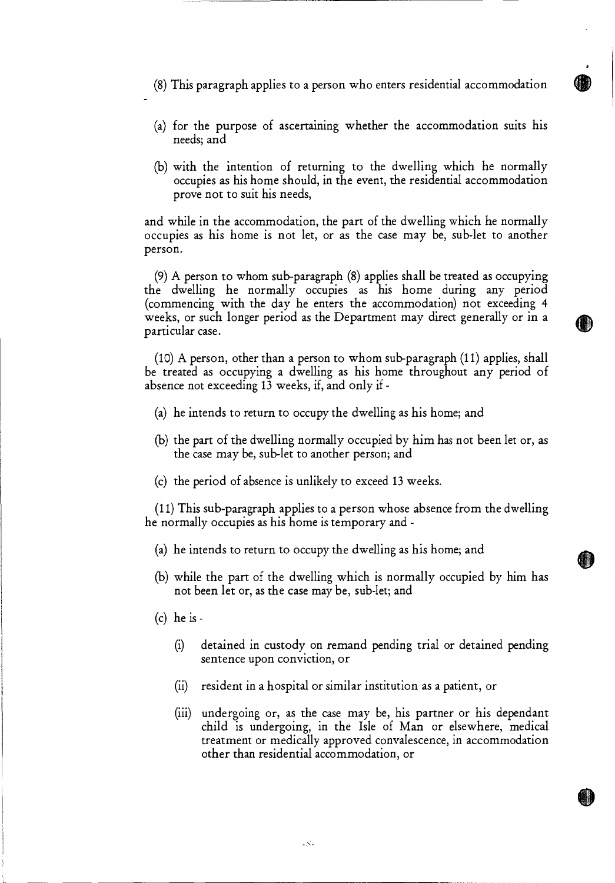(8) This paragraph applies to a person who enters residential accommodation -

(a) for the purpose of ascertaining whether the accommodation suits his needs; and

(b) with the intention of returning to the dwelling which he normally occupies as his home should, in the event, the residential accommodation prove not to suit his needs,

and while in the accommodation, the part of the dwelling which he normally occupies as his home is not let, or as the case may be, sub-let to another person.

(9) A person to whom sub-paragraph (8) applies shall be treated as occupying the dwelling he normally occupies as his home during any period (commencing with the day he enters the accommodation) not exceeding 4 weeks, or such longer period as the Department may direct generally or in a particular case.

(10) A person, other than a person to whom sub-paragraph (11) applies, shall be treated as occupying a dwelling as his home throughout any period of absence not exceeding 13 weeks, if, and only if -

(a) he intends to return to occupy the dwelling as his home; and

(b) the part of the dwelling normally occupied by him has not been let or, as the case may be, sub-let to another person; and

(c) the period of absence is unlikely to exceed 13 weeks.

(11) This sub-paragraph applies to a person whose absence from the dwelling he normally occupies as his home is temporary and -

(a) he intends to return to occupy the dwelling as his home; and

(b) while the part of the dwelling which is normally occupied by him has not been let or, as the case may be, sub-let; and

(c) he is -

(i) detained in custody on remand pending trial or detained pending sentence upon conviction, or

(ii) resident in a hospital or similar institution as a patient, or

(iii) undergoing or, as the case may be, his partner or his dependant child is undergoing, in the Isle of Man or elsewhere, medical treatment or medically approved convalescence, in accommodation other than residential accommodation, or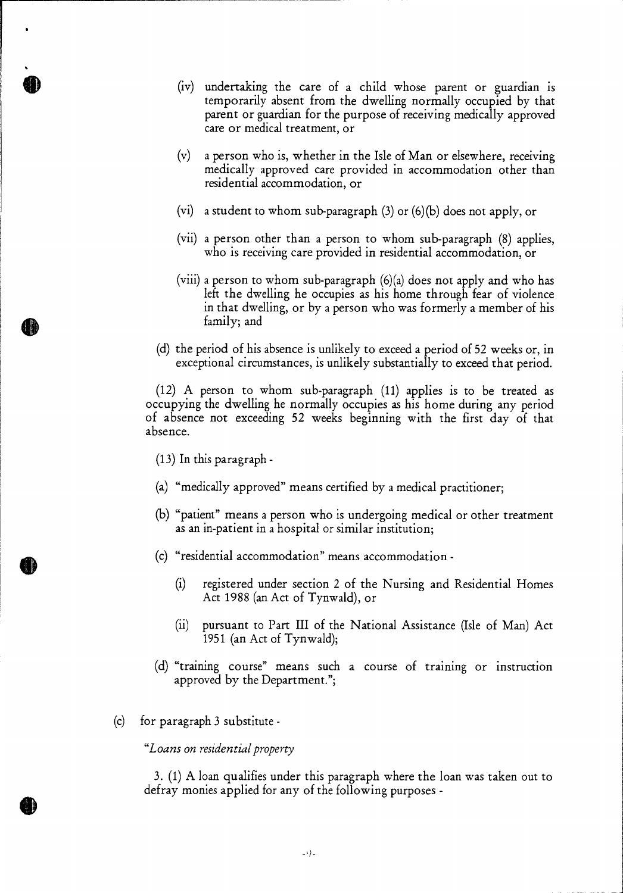(iv) undertaking the care of a child whose parent or guardian is temporarily absent from the dwelling normally occupied by that parent or guardian for the purpose of receiving medically approved care or medical treatment, or

(v) a person who is, whether in the Isle of Man or elsewhere, receiving medically approved care provided in accommodation other than residential accommodation, or

(vi) a student to whom sub-paragraph (3) or (6)(b) does not apply, or

(vii) a person other than a person to whom sub-paragraph (8) applies, who is receiving care provided in residential accommodation, or

(viii) a person to whom sub-paragraph (6)(a) does not apply and who has left the dwelling he occupies as his home through fear of violence in that dwelling, or by a person who was formerly a member of his family; and

(d) the period of his absence is unlikely to exceed a period of 52 weeks or, in exceptional circumstances, is unlikely substantially to exceed that period.

(12) A person to whom sub-paragraph (11) applies is to be treated as occupying the dwelling he normally occupies as his home during any period of absence not exceeding 52 weeks beginning with the first day of that absence.

(13) In this paragraph -

(a) "medically approved" means certified by a medical practitioner;

(b) "patient" means a person who is undergoing medical or other treatment as an in-patient in a hospital or similar institution;

(c) "residential accommodation" means accommodation -

(i) registered under section 2 of the Nursing and Residential Homes Act 1988 (an Act of Tynwald), or

(ii) pursuant to Part III of the National Assistance (Isle of Man) Act 1951 (an Act of Tynwald);

(d) "training course" means such a course of training or instruction approved by the Department.";

(c) for paragraph 3 substitute -

"*Loans on residential property*

3. (1) A loan qualifies under this paragraph where the loan was taken out to defray monies applied for any of the following purposes -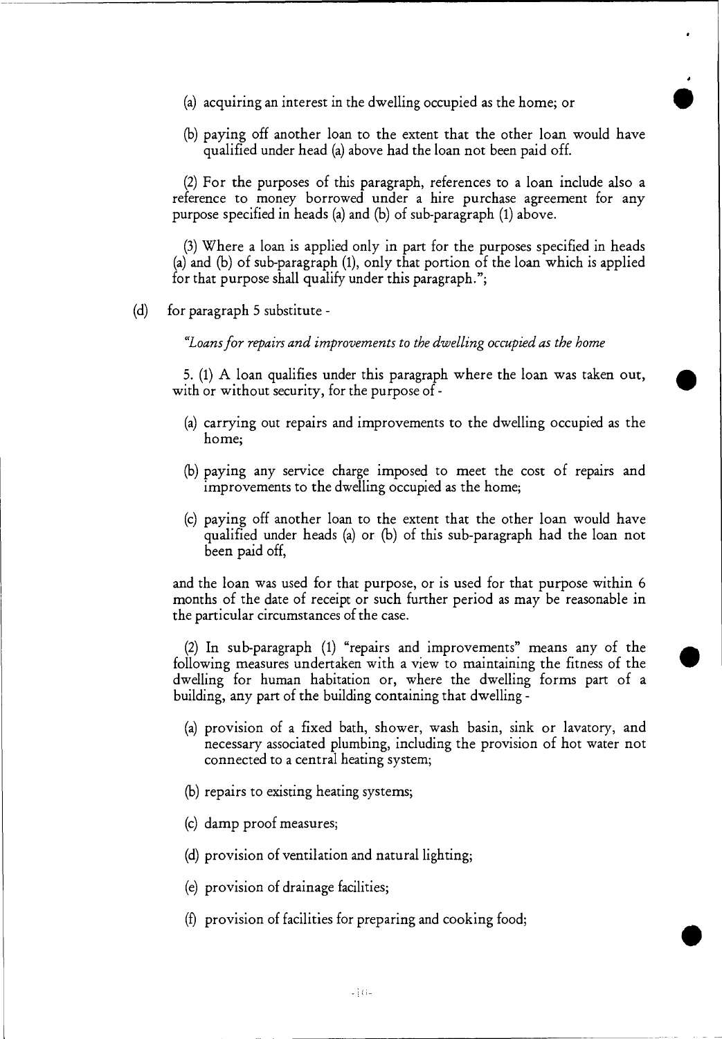(a) acquiring an interest in the dwelling occupied as the home; or

(b) paying off another loan to the extent that the other loan would have qualified under head (a) above had the loan not been paid off.

(2) For the purposes of this paragraph, references to a loan include also a reference to money borrowed under a hire purchase agreement for any purpose specified in heads (a) and (b) of sub-paragraph (1) above.

(3) Where a loan is applied only in part for the purposes specified in heads (a) and (b) of sub-paragraph (1), only that portion of the loan which is applied for that purpose shall qualify under this paragraph.";

(d) for paragraph 5 substitute -

*"Loans for repairs and improvements to the dwelling occupied as the home*

5. (1) A loan qualifies under this paragraph where the loan was taken out, with or without security, for the purpose of -

(a) carrying out repairs and improvements to the dwelling occupied as the home;

(b) paying any service charge imposed to meet the cost of repairs and improvements to the dwelling occupied as the home;

(c) paying off another loan to the extent that the other loan would have qualified under heads (a) or (b) of this sub-paragraph had the loan not been paid off,

and the loan was used for that purpose, or is used for that purpose within 6 months of the date of receipt or such further period as may be reasonable in the particular circumstances of the case.

(2) In sub-paragraph (1) "repairs and improvements" means any of the following measures undertaken with a view to maintaining the fitness of the dwelling for human habitation or, where the dwelling forms part of a building, any part of the building containing that dwelling -

(a) provision of a fixed bath, shower, wash basin, sink or lavatory, and necessary associated plumbing, including the provision of hot water not connected to a central heating system;

(b) repairs to existing heating systems;

(c) damp proof measures;

(d) provision of ventilation and natural lighting;

(e) provision of drainage facilities;

(f) provision of facilities for preparing and cooking food;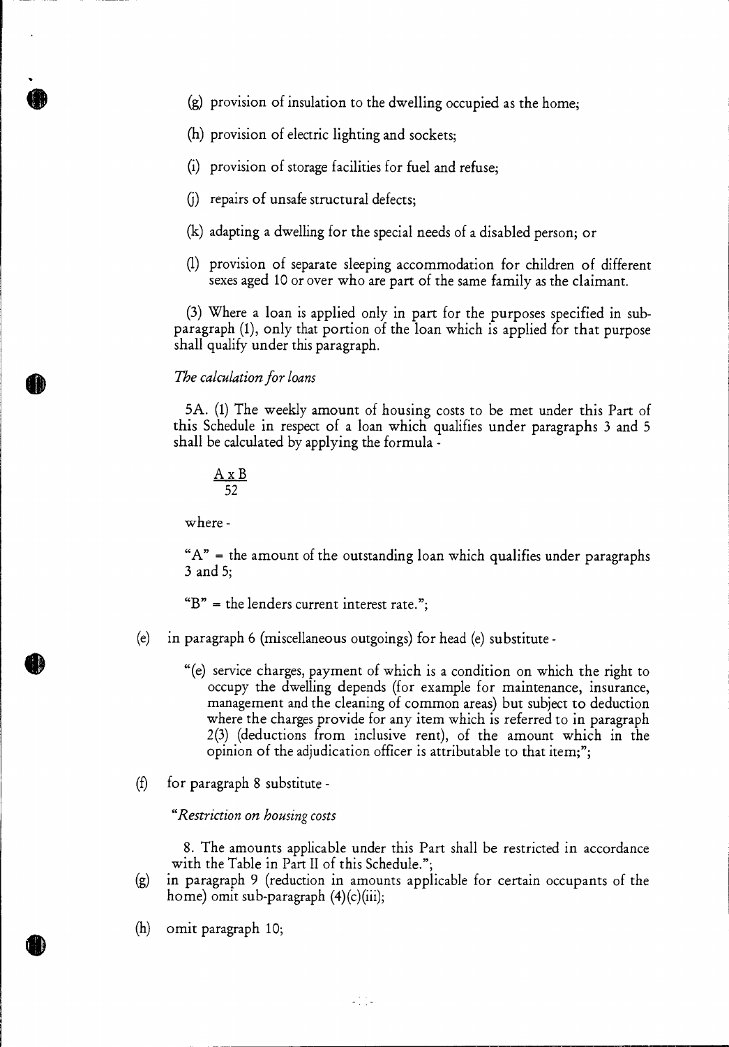(g) provision of insulation to the dwelling occupied as the home;

(h) provision of electric lighting and sockets;

(i) provision of storage facilities for fuel and refuse;

(j) repairs of unsafe structural defects;

(k) adapting a dwelling for the special needs of a disabled person; or

(l) provision of separate sleeping accommodation for children of different sexes aged 10 or over who are part of the same family as the claimant.

(3) Where a loan is applied only in part for the purposes specified in sub-paragraph (1), only that portion of the loan which is applied for that purpose shall qualify under this paragraph.

*The calculation for loans*

5A. (1) The weekly amount of housing costs to be met under this Part of this Schedule in respect of a loan which qualifies under paragraphs 3 and 5 shall be calculated by applying the formula -

$$\frac{A \times B}{52}$$

where -

"A" = the amount of the outstanding loan which qualifies under paragraphs 3 and 5;

"B" = the lenders current interest rate.";

(e) in paragraph 6 (miscellaneous outgoings) for head (e) substitute -

"(e) service charges, payment of which is a condition on which the right to occupy the dwelling depends (for example for maintenance, insurance, management and the cleaning of common areas) but subject to deduction where the charges provide for any item which is referred to in paragraph 2(3) (deductions from inclusive rent), of the amount which in the opinion of the adjudication officer is attributable to that item;";

(f) for paragraph 8 substitute -

"*Restriction on housing costs*

8. The amounts applicable under this Part shall be restricted in accordance with the Table in Part II of this Schedule.";

(g) in paragraph 9 (reduction in amounts applicable for certain occupants of the home) omit sub-paragraph (4)(c)(iii);

(h) omit paragraph 10;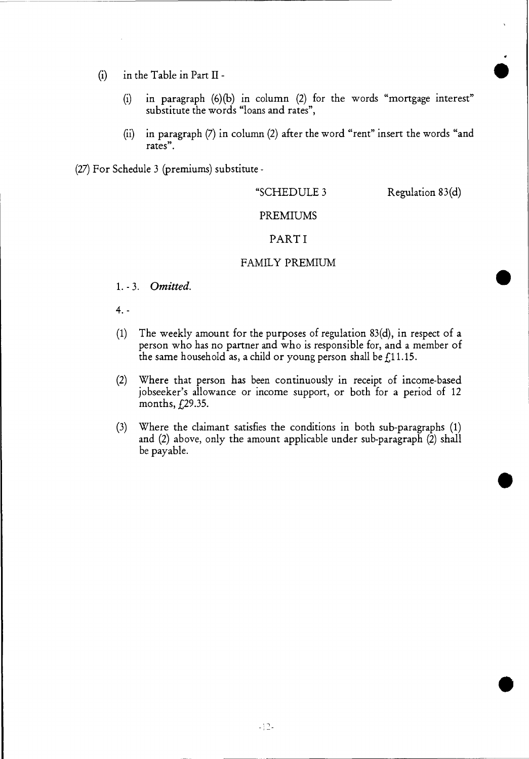(l) in the Table in Part II -

   (i) in paragraph (6)(b) in column (2) for the words "mortgage interest" substitute the words "loans and rates",

   (ii) in paragraph (7) in column (2) after the word "rent" insert the words "and rates".

(27) For Schedule 3 (premiums) substitute -

"SCHEDULE 3 Regulation 83(d)

PREMIUMS

PART I

FAMILY PREMIUM

1. - 3. *Omitted.*

4. -

(1) The weekly amount for the purposes of regulation 83(d), in respect of a person who has no partner and who is responsible for, and a member of the same household as, a child or young person shall be £11.15.

(2) Where that person has been continuously in receipt of income-based jobseeker's allowance or income support, or both for a period of 12 months, £29.35.

(3) Where the claimant satisfies the conditions in both sub-paragraphs (1) and (2) above, only the amount applicable under sub-paragraph (2) shall be payable.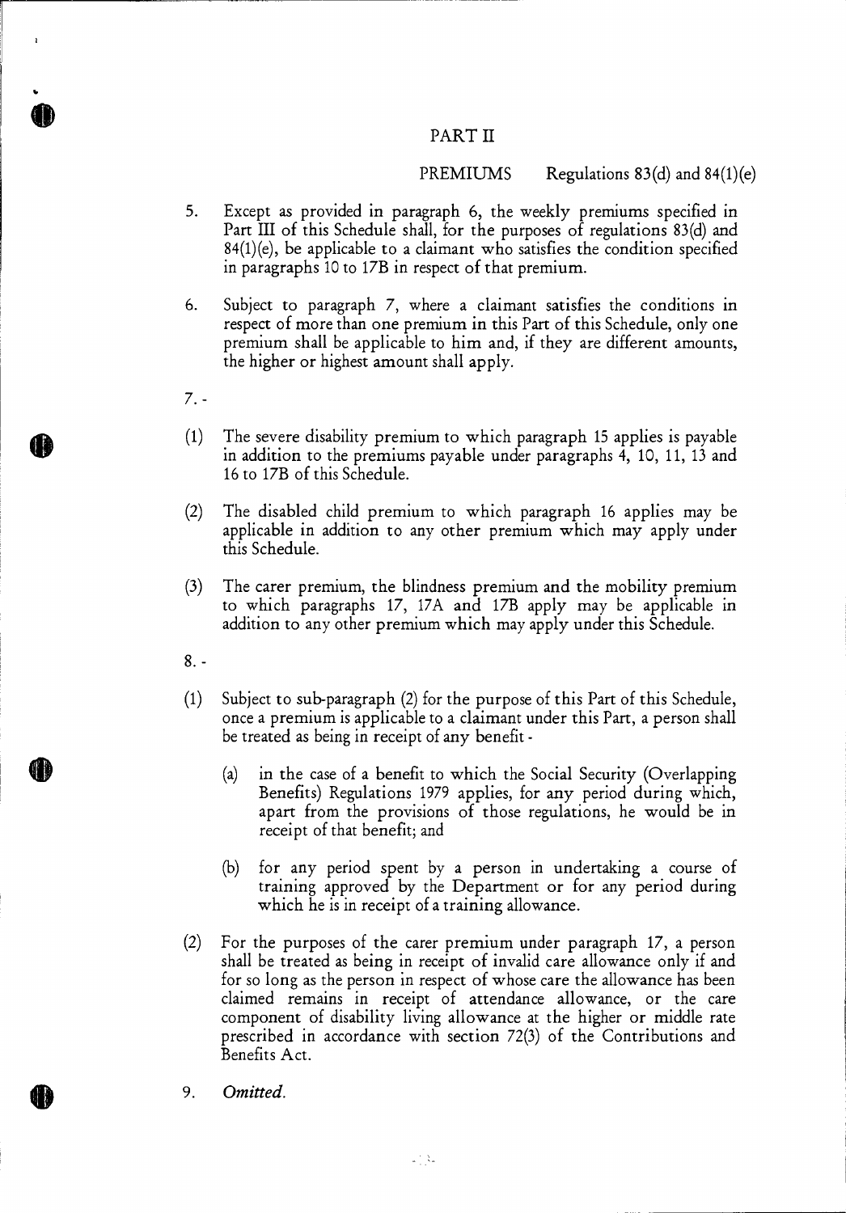## PART II

PREMIUMS Regulations 83(d) and 84(1)(e)

5. Except as provided in paragraph 6, the weekly premiums specified in Part III of this Schedule shall, for the purposes of regulations 83(d) and 84(1)(e), be applicable to a claimant who satisfies the condition specified in paragraphs 10 to 17B in respect of that premium.

6. Subject to paragraph 7, where a claimant satisfies the conditions in respect of more than one premium in this Part of this Schedule, only one premium shall be applicable to him and, if they are different amounts, the higher or highest amount shall apply.

7. -

(1) The severe disability premium to which paragraph 15 applies is payable in addition to the premiums payable under paragraphs 4, 10, 11, 13 and 16 to 17B of this Schedule.

(2) The disabled child premium to which paragraph 16 applies may be applicable in addition to any other premium which may apply under this Schedule.

(3) The carer premium, the blindness premium and the mobility premium to which paragraphs 17, 17A and 17B apply may be applicable in addition to any other premium which may apply under this Schedule.

8. -

(1) Subject to sub-paragraph (2) for the purpose of this Part of this Schedule, once a premium is applicable to a claimant under this Part, a person shall be treated as being in receipt of any benefit -

   (a) in the case of a benefit to which the Social Security (Overlapping Benefits) Regulations 1979 applies, for any period during which, apart from the provisions of those regulations, he would be in receipt of that benefit; and

   (b) for any period spent by a person in undertaking a course of training approved by the Department or for any period during which he is in receipt of a training allowance.

(2) For the purposes of the carer premium under paragraph 17, a person shall be treated as being in receipt of invalid care allowance only if and for so long as the person in respect of whose care the allowance has been claimed remains in receipt of attendance allowance, or the care component of disability living allowance at the higher or middle rate prescribed in accordance with section 72(3) of the Contributions and Benefits Act.

9. *Omitted.*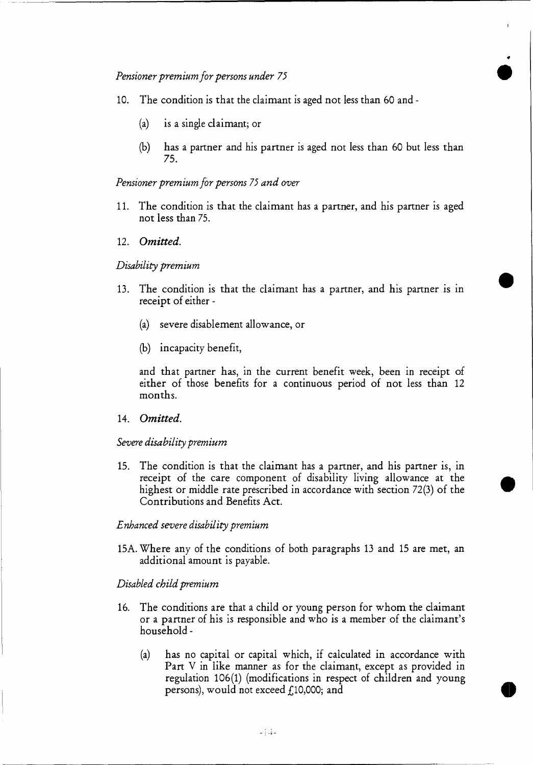*Pensioner premium for persons under 75*

10. The condition is that the claimant is aged not less than 60 and -

    (a) is a single claimant; or

    (b) has a partner and his partner is aged not less than 60 but less than 75.

*Pensioner premium for persons 75 and over*

11. The condition is that the claimant has a partner, and his partner is aged not less than 75.

12. ***Omitted.***

*Disability premium*

13. The condition is that the claimant has a partner, and his partner is in receipt of either -

    (a) severe disablement allowance, or

    (b) incapacity benefit,

    and that partner has, in the current benefit week, been in receipt of either of those benefits for a continuous period of not less than 12 months.

14. ***Omitted.***

*Severe disability premium*

15. The condition is that the claimant has a partner, and his partner is, in receipt of the care component of disability living allowance at the highest or middle rate prescribed in accordance with section 72(3) of the Contributions and Benefits Act.

*Enhanced severe disability premium*

15A. Where any of the conditions of both paragraphs 13 and 15 are met, an additional amount is payable.

*Disabled child premium*

16. The conditions are that a child or young person for whom the claimant or a partner of his is responsible and who is a member of the claimant's household -

    (a) has no capital or capital which, if calculated in accordance with Part V in like manner as for the claimant, except as provided in regulation 106(1) (modifications in respect of children and young persons), would not exceed £10,000; and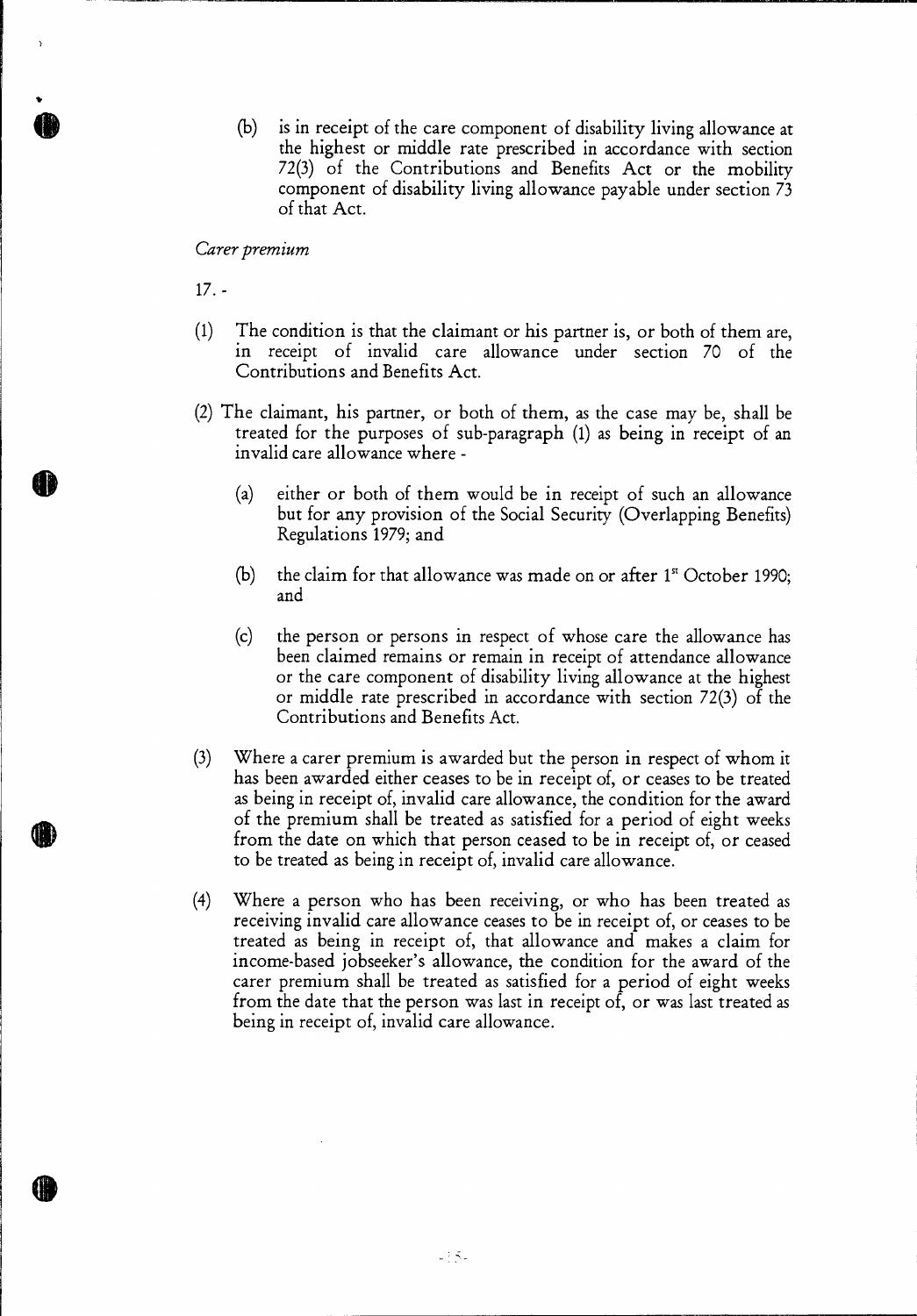(b) is in receipt of the care component of disability living allowance at the highest or middle rate prescribed in accordance with section 72(3) of the Contributions and Benefits Act or the mobility component of disability living allowance payable under section 73 of that Act.

*Carer premium*

17. -

(1) The condition is that the claimant or his partner is, or both of them are, in receipt of invalid care allowance under section 70 of the Contributions and Benefits Act.

(2) The claimant, his partner, or both of them, as the case may be, shall be treated for the purposes of sub-paragraph (1) as being in receipt of an invalid care allowance where -

  (a) either or both of them would be in receipt of such an allowance but for any provision of the Social Security (Overlapping Benefits) Regulations 1979; and

  (b) the claim for that allowance was made on or after 1st October 1990; and

  (c) the person or persons in respect of whose care the allowance has been claimed remains or remain in receipt of attendance allowance or the care component of disability living allowance at the highest or middle rate prescribed in accordance with section 72(3) of the Contributions and Benefits Act.

(3) Where a carer premium is awarded but the person in respect of whom it has been awarded either ceases to be in receipt of, or ceases to be treated as being in receipt of, invalid care allowance, the condition for the award of the premium shall be treated as satisfied for a period of eight weeks from the date on which that person ceased to be in receipt of, or ceased to be treated as being in receipt of, invalid care allowance.

(4) Where a person who has been receiving, or who has been treated as receiving invalid care allowance ceases to be in receipt of, or ceases to be treated as being in receipt of, that allowance and makes a claim for income-based jobseeker's allowance, the condition for the award of the carer premium shall be treated as satisfied for a period of eight weeks from the date that the person was last in receipt of, or was last treated as being in receipt of, invalid care allowance.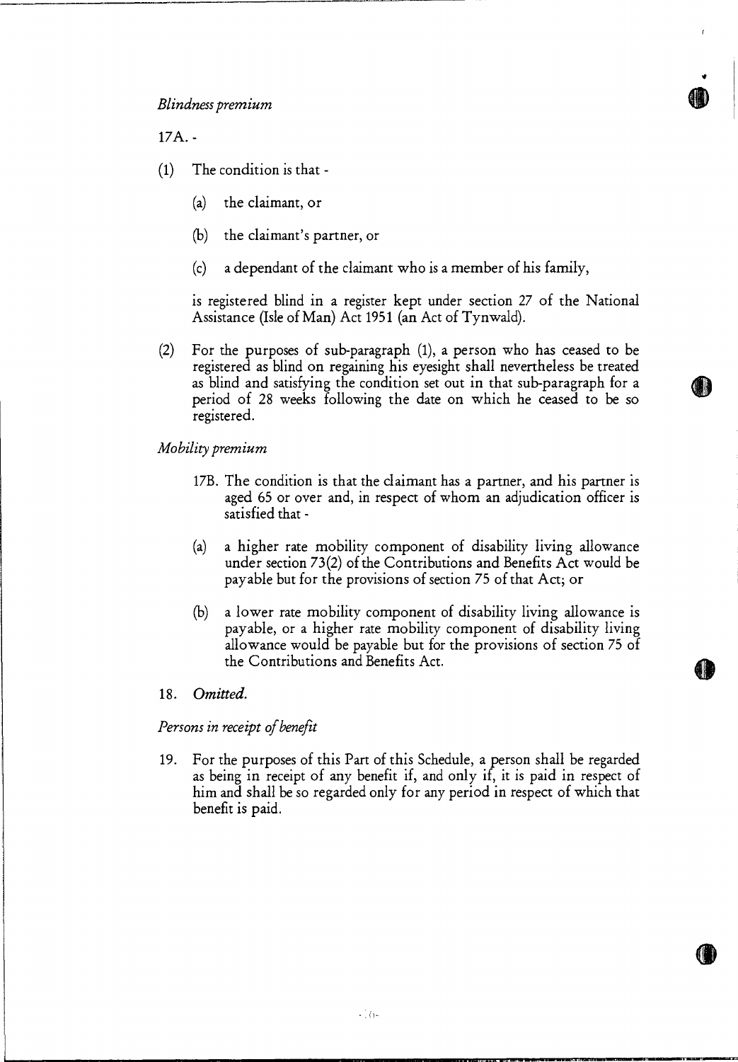*Blindness premium*

17A. -

(1) The condition is that -

(a) the claimant, or

(b) the claimant's partner, or

(c) a dependant of the claimant who is a member of his family,

is registered blind in a register kept under section 27 of the National Assistance (Isle of Man) Act 1951 (an Act of Tynwald).

(2) For the purposes of sub-paragraph (1), a person who has ceased to be registered as blind on regaining his eyesight shall nevertheless be treated as blind and satisfying the condition set out in that sub-paragraph for a period of 28 weeks following the date on which he ceased to be so registered.

*Mobility premium*

17B. The condition is that the claimant has a partner, and his partner is aged 65 or over and, in respect of whom an adjudication officer is satisfied that -

(a) a higher rate mobility component of disability living allowance under section 73(2) of the Contributions and Benefits Act would be payable but for the provisions of section 75 of that Act; or

(b) a lower rate mobility component of disability living allowance is payable, or a higher rate mobility component of disability living allowance would be payable but for the provisions of section 75 of the Contributions and Benefits Act.

18. *Omitted.*

*Persons in receipt of benefit*

19. For the purposes of this Part of this Schedule, a person shall be regarded as being in receipt of any benefit if, and only if, it is paid in respect of him and shall be so regarded only for any period in respect of which that benefit is paid.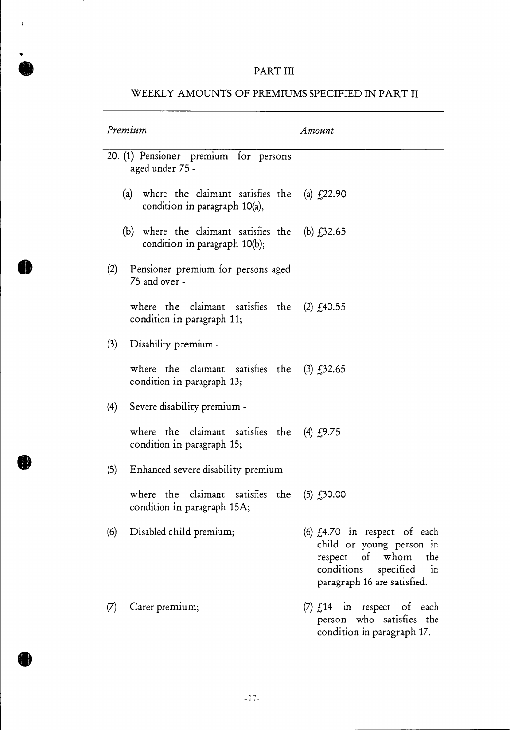## PART III

## WEEKLY AMOUNTS OF PREMIUMS SPECIFIED IN PART II

| *Premium* | *Amount* |
|---|---|
| 20. (1) Pensioner premium for persons aged under 75 - | |
| (a) where the claimant satisfies the condition in paragraph 10(a), | (a) £22.90 |
| (b) where the claimant satisfies the condition in paragraph 10(b); | (b) £32.65 |
| (2) Pensioner premium for persons aged 75 and over - | |
| where the claimant satisfies the condition in paragraph 11; | (2) £40.55 |
| (3) Disability premium - | |
| where the claimant satisfies the condition in paragraph 13; | (3) £32.65 |
| (4) Severe disability premium - | |
| where the claimant satisfies the condition in paragraph 15; | (4) £9.75 |
| (5) Enhanced severe disability premium | |
| where the claimant satisfies the condition in paragraph 15A; | (5) £30.00 |
| (6) Disabled child premium; | (6) £4.70 in respect of each child or young person in respect of whom the conditions specified in paragraph 16 are satisfied. |
| (7) Carer premium; | (7) £14 in respect of each person who satisfies the condition in paragraph 17. |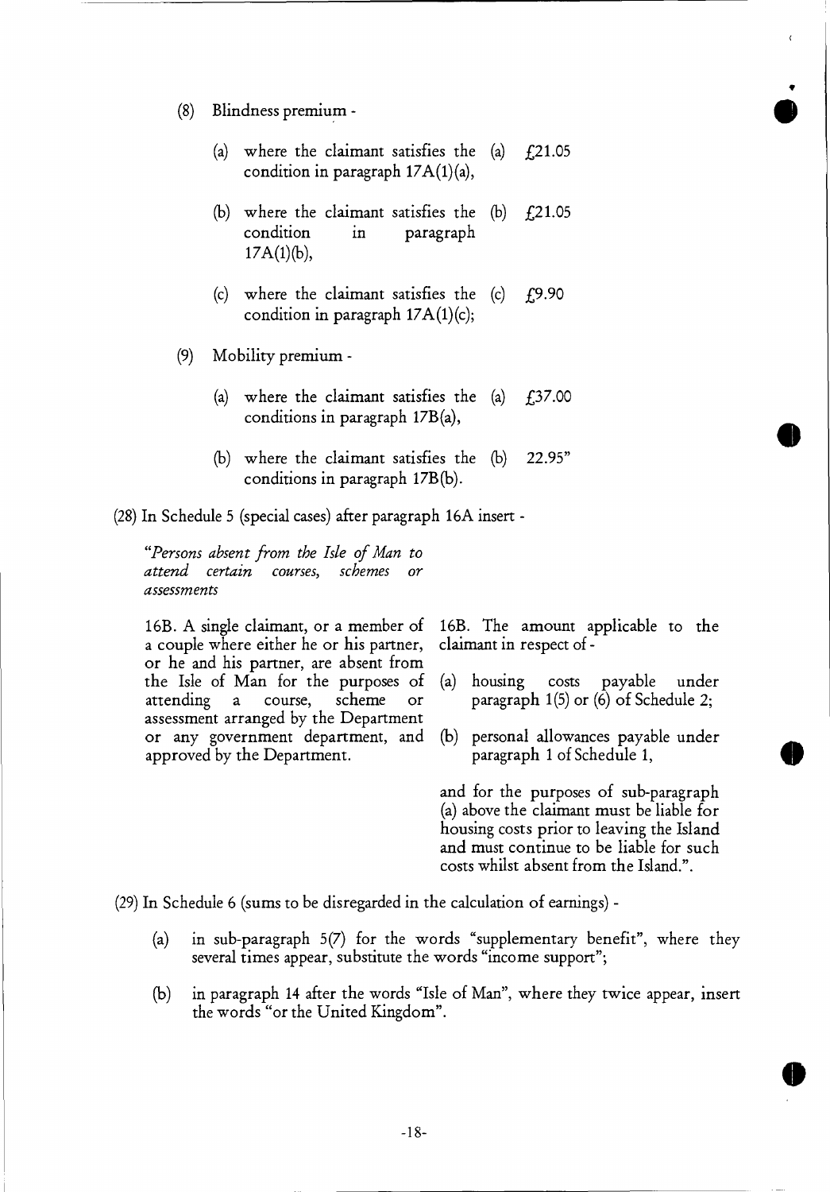(8) Blindness premium -

| | |
|---|---|
| (a) where the claimant satisfies the condition in paragraph 17A(1)(a), | (a) £21.05 |
| (b) where the claimant satisfies the condition in paragraph 17A(1)(b), | (b) £21.05 |
| (c) where the claimant satisfies the condition in paragraph 17A(1)(c); | (c) £9.90 |

(9) Mobility premium -

| | |
|---|---|
| (a) where the claimant satisfies the conditions in paragraph 17B(a), | (a) £37.00 |
| (b) where the claimant satisfies the conditions in paragraph 17B(b). | (b) 22.95" |

(28) In Schedule 5 (special cases) after paragraph 16A insert -

"*Persons absent from the Isle of Man to attend certain courses, schemes or assessments*

| | |
|---|---|
| 16B. A single claimant, or a member of a couple where either he or his partner, or he and his partner, are absent from the Isle of Man for the purposes of attending a course, scheme or assessment arranged by the Department or any government department, and approved by the Department. | 16B. The amount applicable to the claimant in respect of - (a) housing costs payable under paragraph 1(5) or (6) of Schedule 2; (b) personal allowances payable under paragraph 1 of Schedule 1, and for the purposes of sub-paragraph (a) above the claimant must be liable for housing costs prior to leaving the Island and must continue to be liable for such costs whilst absent from the Island.". |

(29) In Schedule 6 (sums to be disregarded in the calculation of earnings) -

(a) in sub-paragraph 5(7) for the words "supplementary benefit", where they several times appear, substitute the words "income support";

(b) in paragraph 14 after the words "Isle of Man", where they twice appear, insert the words "or the United Kingdom".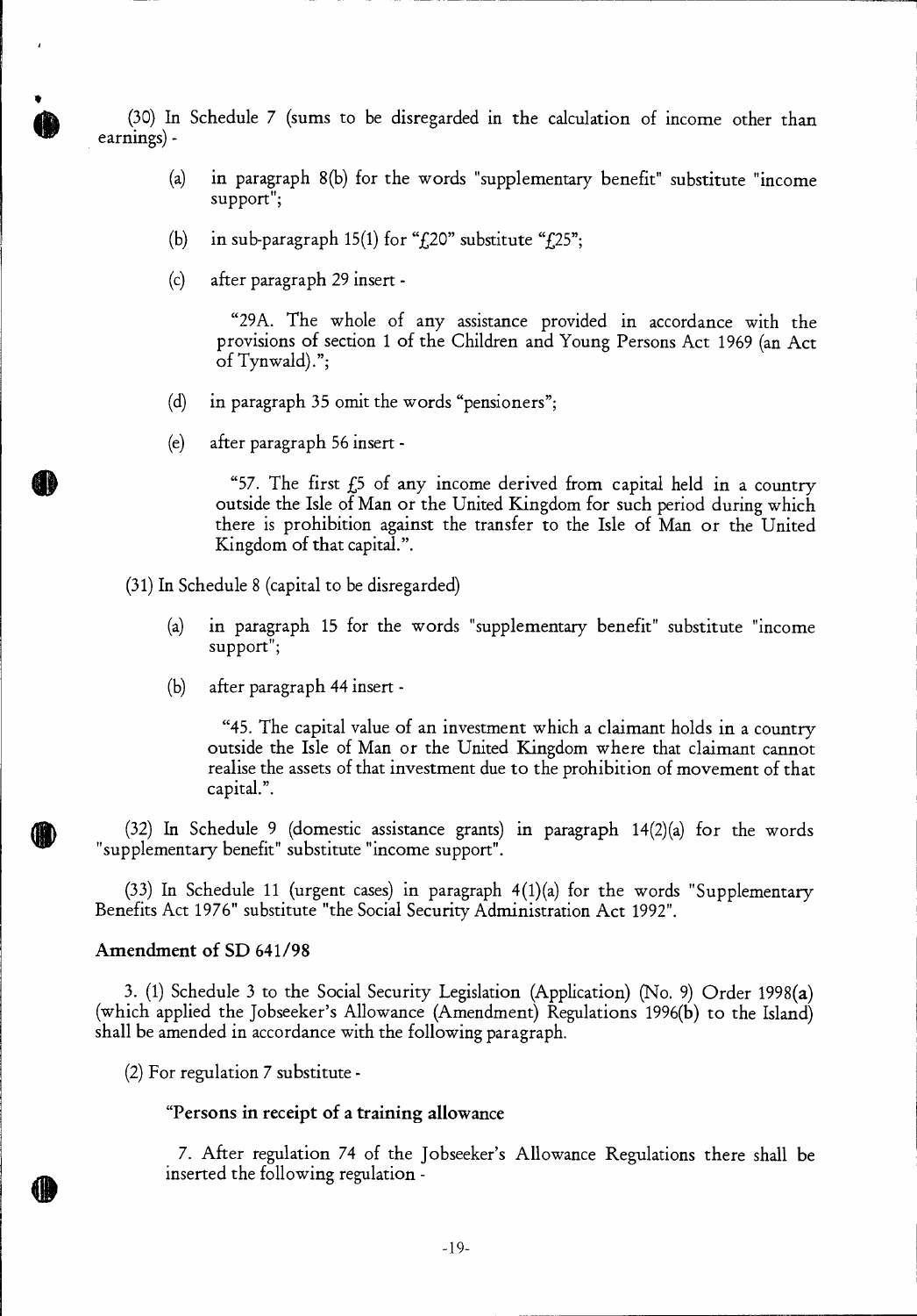(30) In Schedule 7 (sums to be disregarded in the calculation of income other than earnings) -

(a) in paragraph 8(b) for the words "supplementary benefit" substitute "income support";

(b) in sub-paragraph 15(1) for "£20" substitute "£25";

(c) after paragraph 29 insert -

"29A. The whole of any assistance provided in accordance with the provisions of section 1 of the Children and Young Persons Act 1969 (an Act of Tynwald).";

(d) in paragraph 35 omit the words "pensioners";

(e) after paragraph 56 insert -

"57. The first £5 of any income derived from capital held in a country outside the Isle of Man or the United Kingdom for such period during which there is prohibition against the transfer to the Isle of Man or the United Kingdom of that capital.".

(31) In Schedule 8 (capital to be disregarded)

(a) in paragraph 15 for the words "supplementary benefit" substitute "income support";

(b) after paragraph 44 insert -

"45. The capital value of an investment which a claimant holds in a country outside the Isle of Man or the United Kingdom where that claimant cannot realise the assets of that investment due to the prohibition of movement of that capital.".

(32) In Schedule 9 (domestic assistance grants) in paragraph 14(2)(a) for the words "supplementary benefit" substitute "income support".

(33) In Schedule 11 (urgent cases) in paragraph 4(1)(a) for the words "Supplementary Benefits Act 1976" substitute "the Social Security Administration Act 1992".

### Amendment of SD 641/98

3. (1) Schedule 3 to the Social Security Legislation (Application) (No. 9) Order 1998(**a**) (which applied the Jobseeker's Allowance (Amendment) Regulations 1996(**b**) to the Island) shall be amended in accordance with the following paragraph.

(2) For regulation 7 substitute -

**"Persons in receipt of a training allowance**

7. After regulation 74 of the Jobseeker's Allowance Regulations there shall be inserted the following regulation -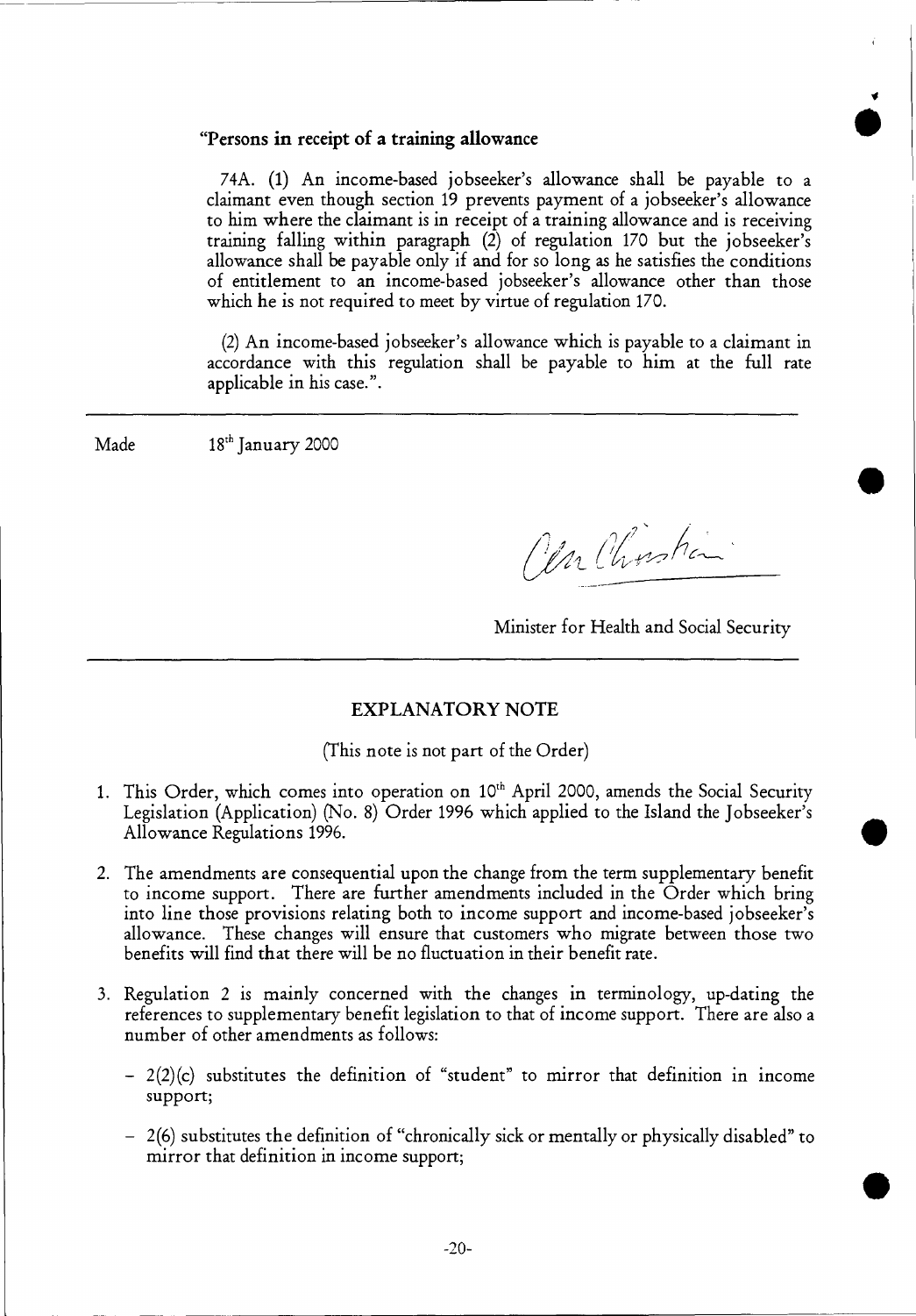"**Persons in receipt of a training allowance**

74A. (1) An income-based jobseeker's allowance shall be payable to a claimant even though section 19 prevents payment of a jobseeker's allowance to him where the claimant is in receipt of a training allowance and is receiving training falling within paragraph (2) of regulation 170 but the jobseeker's allowance shall be payable only if and for so long as he satisfies the conditions of entitlement to an income-based jobseeker's allowance other than those which he is not required to meet by virtue of regulation 170.

(2) An income-based jobseeker's allowance which is payable to a claimant in accordance with this regulation shall be payable to him at the full rate applicable in his case.".

---

Made 18th January 2000

Minister for Health and Social Security

---

## EXPLANATORY NOTE

(This note is not part of the Order)

1. This Order, which comes into operation on 10th April 2000, amends the Social Security Legislation (Application) (No. 8) Order 1996 which applied to the Island the Jobseeker's Allowance Regulations 1996.

2. The amendments are consequential upon the change from the term supplementary benefit to income support. There are further amendments included in the Order which bring into line those provisions relating both to income support and income-based jobseeker's allowance. These changes will ensure that customers who migrate between those two benefits will find that there will be no fluctuation in their benefit rate.

3. Regulation 2 is mainly concerned with the changes in terminology, up-dating the references to supplementary benefit legislation to that of income support. There are also a number of other amendments as follows:

   - 2(2)(c) substitutes the definition of "student" to mirror that definition in income support;

   - 2(6) substitutes the definition of "chronically sick or mentally or physically disabled" to mirror that definition in income support;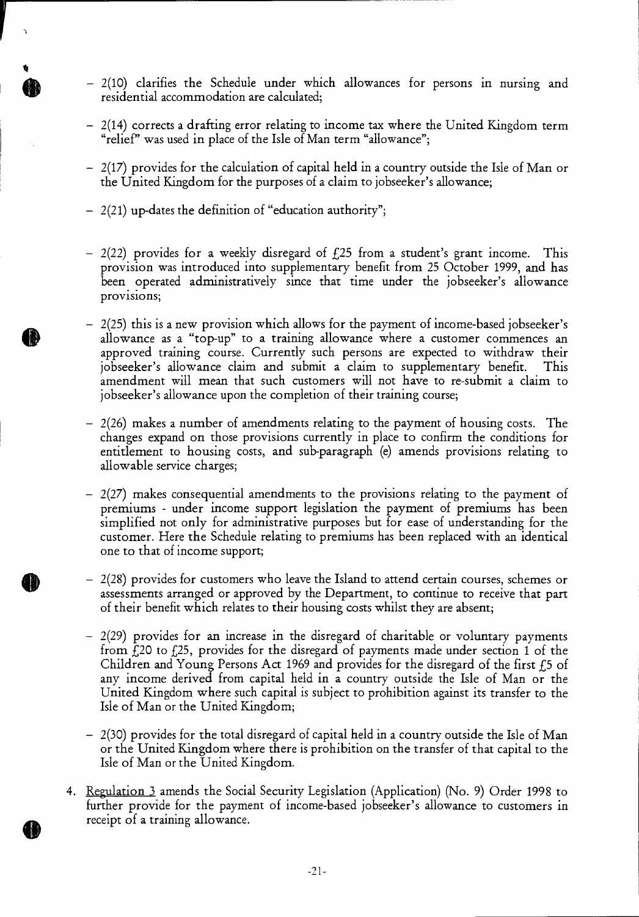- 2(10) clarifies the Schedule under which allowances for persons in nursing and residential accommodation are calculated;

- 2(14) corrects a drafting error relating to income tax where the United Kingdom term "relief" was used in place of the Isle of Man term "allowance";

- 2(17) provides for the calculation of capital held in a country outside the Isle of Man or the United Kingdom for the purposes of a claim to jobseeker's allowance;

- 2(21) up-dates the definition of "education authority";

- 2(22) provides for a weekly disregard of £25 from a student's grant income. This provision was introduced into supplementary benefit from 25 October 1999, and has been operated administratively since that time under the jobseeker's allowance provisions;

- 2(25) this is a new provision which allows for the payment of income-based jobseeker's allowance as a "top-up" to a training allowance where a customer commences an approved training course. Currently such persons are expected to withdraw their jobseeker's allowance claim and submit a claim to supplementary benefit. This amendment will mean that such customers will not have to re-submit a claim to jobseeker's allowance upon the completion of their training course;

- 2(26) makes a number of amendments relating to the payment of housing costs. The changes expand on those provisions currently in place to confirm the conditions for entitlement to housing costs, and sub-paragraph (e) amends provisions relating to allowable service charges;

- 2(27) makes consequential amendments to the provisions relating to the payment of premiums - under income support legislation the payment of premiums has been simplified not only for administrative purposes but for ease of understanding for the customer. Here the Schedule relating to premiums has been replaced with an identical one to that of income support;

- 2(28) provides for customers who leave the Island to attend certain courses, schemes or assessments arranged or approved by the Department, to continue to receive that part of their benefit which relates to their housing costs whilst they are absent;

- 2(29) provides for an increase in the disregard of charitable or voluntary payments from £20 to £25, provides for the disregard of payments made under section 1 of the Children and Young Persons Act 1969 and provides for the disregard of the first £5 of any income derived from capital held in a country outside the Isle of Man or the United Kingdom where such capital is subject to prohibition against its transfer to the Isle of Man or the United Kingdom;

- 2(30) provides for the total disregard of capital held in a country outside the Isle of Man or the United Kingdom where there is prohibition on the transfer of that capital to the Isle of Man or the United Kingdom.

4. Regulation 3 amends the Social Security Legislation (Application) (No. 9) Order 1998 to further provide for the payment of income-based jobseeker's allowance to customers in receipt of a training allowance.